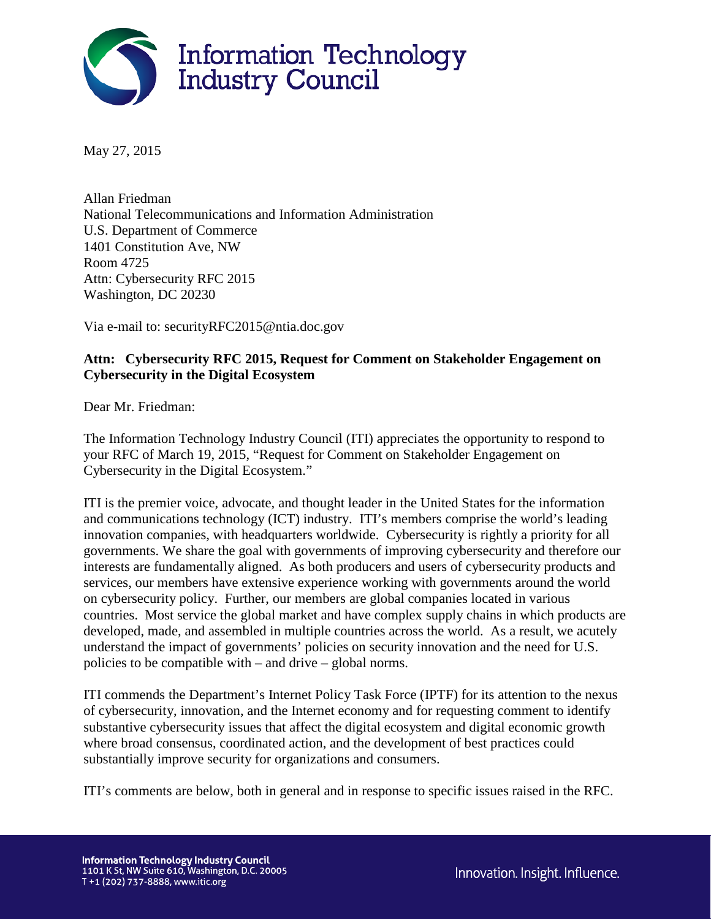Information Technology Industry Council

May 27, 2015

Allan Friedman
National Telecommunications and Information Administration
U.S. Department of Commerce
1401 Constitution Ave, NW
Room 4725
Attn: Cybersecurity RFC 2015
Washington, DC 20230

Via e-mail to: securityRFC2015@ntia.doc.gov

**Attn: Cybersecurity RFC 2015, Request for Comment on Stakeholder Engagement on Cybersecurity in the Digital Ecosystem**

Dear Mr. Friedman:

The Information Technology Industry Council (ITI) appreciates the opportunity to respond to your RFC of March 19, 2015, "Request for Comment on Stakeholder Engagement on Cybersecurity in the Digital Ecosystem."

ITI is the premier voice, advocate, and thought leader in the United States for the information and communications technology (ICT) industry. ITI's members comprise the world's leading innovation companies, with headquarters worldwide. Cybersecurity is rightly a priority for all governments. We share the goal with governments of improving cybersecurity and therefore our interests are fundamentally aligned. As both producers and users of cybersecurity products and services, our members have extensive experience working with governments around the world on cybersecurity policy. Further, our members are global companies located in various countries. Most service the global market and have complex supply chains in which products are developed, made, and assembled in multiple countries across the world. As a result, we acutely understand the impact of governments' policies on security innovation and the need for U.S. policies to be compatible with – and drive – global norms.

ITI commends the Department's Internet Policy Task Force (IPTF) for its attention to the nexus of cybersecurity, innovation, and the Internet economy and for requesting comment to identify substantive cybersecurity issues that affect the digital ecosystem and digital economic growth where broad consensus, coordinated action, and the development of best practices could substantially improve security for organizations and consumers.

ITI's comments are below, both in general and in response to specific issues raised in the RFC.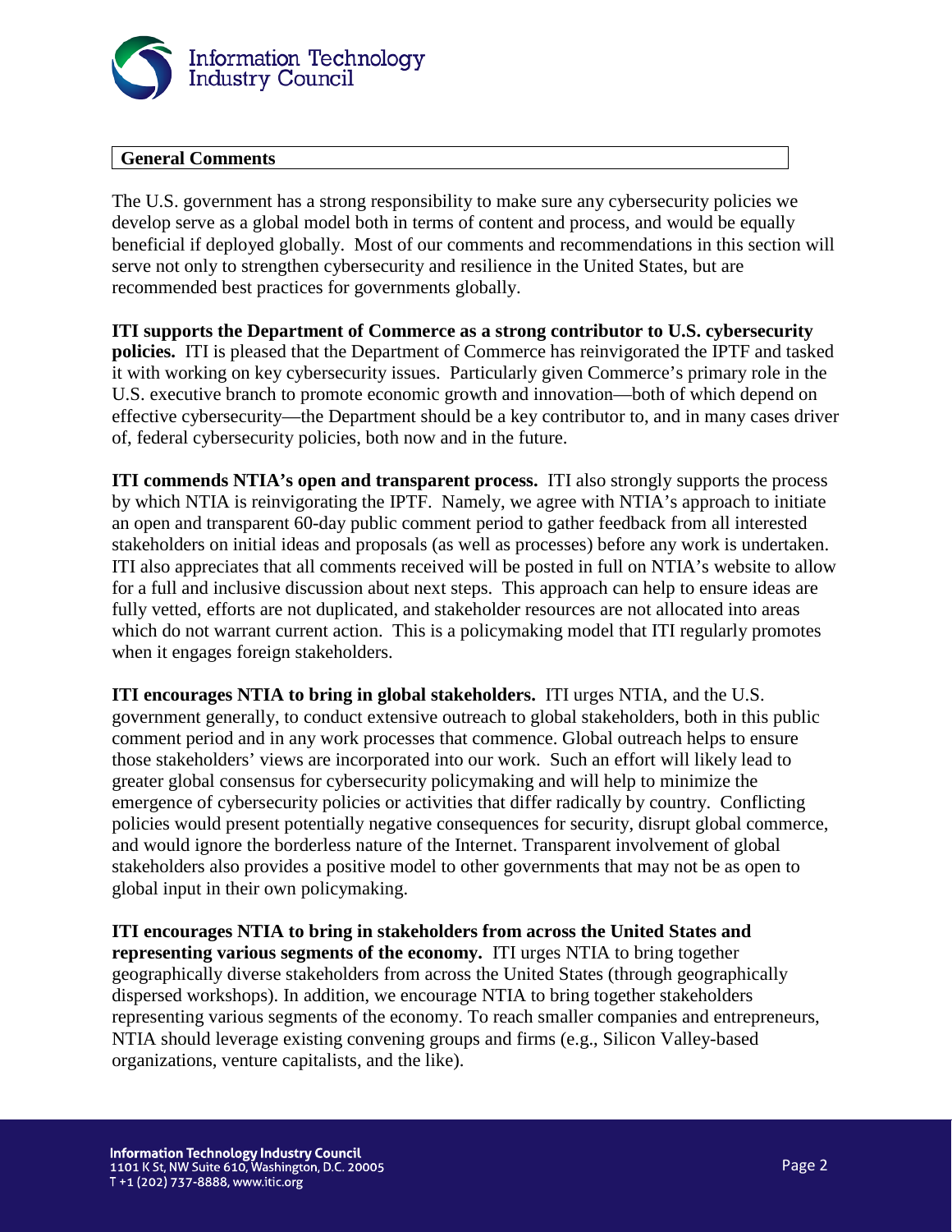## General Comments

The U.S. government has a strong responsibility to make sure any cybersecurity policies we develop serve as a global model both in terms of content and process, and would be equally beneficial if deployed globally. Most of our comments and recommendations in this section will serve not only to strengthen cybersecurity and resilience in the United States, but are recommended best practices for governments globally.

**ITI supports the Department of Commerce as a strong contributor to U.S. cybersecurity policies.** ITI is pleased that the Department of Commerce has reinvigorated the IPTF and tasked it with working on key cybersecurity issues. Particularly given Commerce's primary role in the U.S. executive branch to promote economic growth and innovation—both of which depend on effective cybersecurity—the Department should be a key contributor to, and in many cases driver of, federal cybersecurity policies, both now and in the future.

**ITI commends NTIA's open and transparent process.** ITI also strongly supports the process by which NTIA is reinvigorating the IPTF. Namely, we agree with NTIA's approach to initiate an open and transparent 60-day public comment period to gather feedback from all interested stakeholders on initial ideas and proposals (as well as processes) before any work is undertaken. ITI also appreciates that all comments received will be posted in full on NTIA's website to allow for a full and inclusive discussion about next steps. This approach can help to ensure ideas are fully vetted, efforts are not duplicated, and stakeholder resources are not allocated into areas which do not warrant current action. This is a policymaking model that ITI regularly promotes when it engages foreign stakeholders.

**ITI encourages NTIA to bring in global stakeholders.** ITI urges NTIA, and the U.S. government generally, to conduct extensive outreach to global stakeholders, both in this public comment period and in any work processes that commence. Global outreach helps to ensure those stakeholders' views are incorporated into our work. Such an effort will likely lead to greater global consensus for cybersecurity policymaking and will help to minimize the emergence of cybersecurity policies or activities that differ radically by country. Conflicting policies would present potentially negative consequences for security, disrupt global commerce, and would ignore the borderless nature of the Internet. Transparent involvement of global stakeholders also provides a positive model to other governments that may not be as open to global input in their own policymaking.

**ITI encourages NTIA to bring in stakeholders from across the United States and representing various segments of the economy.** ITI urges NTIA to bring together geographically diverse stakeholders from across the United States (through geographically dispersed workshops). In addition, we encourage NTIA to bring together stakeholders representing various segments of the economy. To reach smaller companies and entrepreneurs, NTIA should leverage existing convening groups and firms (e.g., Silicon Valley-based organizations, venture capitalists, and the like).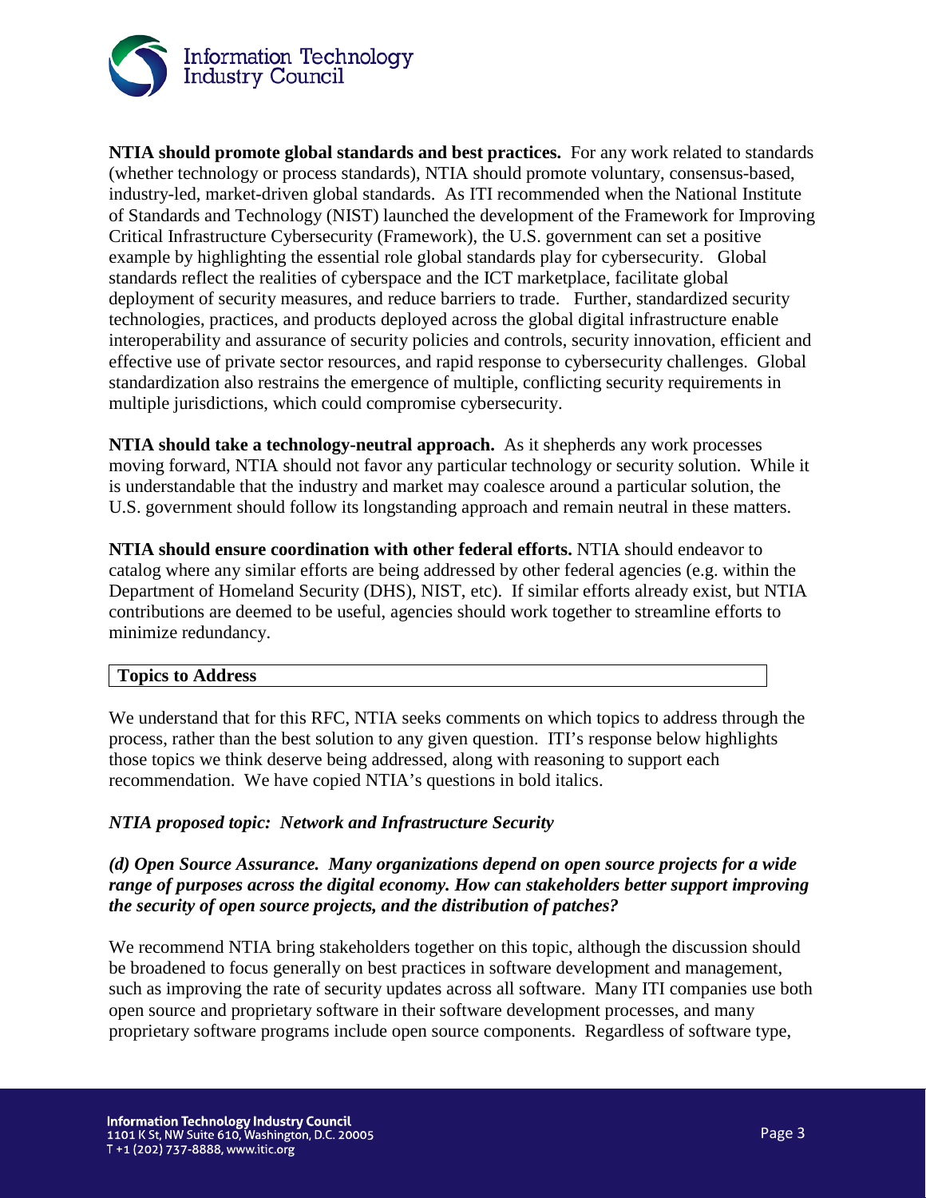**NTIA should promote global standards and best practices.** For any work related to standards (whether technology or process standards), NTIA should promote voluntary, consensus-based, industry-led, market-driven global standards. As ITI recommended when the National Institute of Standards and Technology (NIST) launched the development of the Framework for Improving Critical Infrastructure Cybersecurity (Framework), the U.S. government can set a positive example by highlighting the essential role global standards play for cybersecurity. Global standards reflect the realities of cyberspace and the ICT marketplace, facilitate global deployment of security measures, and reduce barriers to trade. Further, standardized security technologies, practices, and products deployed across the global digital infrastructure enable interoperability and assurance of security policies and controls, security innovation, efficient and effective use of private sector resources, and rapid response to cybersecurity challenges. Global standardization also restrains the emergence of multiple, conflicting security requirements in multiple jurisdictions, which could compromise cybersecurity.

**NTIA should take a technology-neutral approach.** As it shepherds any work processes moving forward, NTIA should not favor any particular technology or security solution. While it is understandable that the industry and market may coalesce around a particular solution, the U.S. government should follow its longstanding approach and remain neutral in these matters.

**NTIA should ensure coordination with other federal efforts.** NTIA should endeavor to catalog where any similar efforts are being addressed by other federal agencies (e.g. within the Department of Homeland Security (DHS), NIST, etc). If similar efforts already exist, but NTIA contributions are deemed to be useful, agencies should work together to streamline efforts to minimize redundancy.

## Topics to Address

We understand that for this RFC, NTIA seeks comments on which topics to address through the process, rather than the best solution to any given question. ITI's response below highlights those topics we think deserve being addressed, along with reasoning to support each recommendation. We have copied NTIA's questions in bold italics.

### *NTIA proposed topic: Network and Infrastructure Security*

***(d) Open Source Assurance. Many organizations depend on open source projects for a wide range of purposes across the digital economy. How can stakeholders better support improving the security of open source projects, and the distribution of patches?***

We recommend NTIA bring stakeholders together on this topic, although the discussion should be broadened to focus generally on best practices in software development and management, such as improving the rate of security updates across all software. Many ITI companies use both open source and proprietary software in their software development processes, and many proprietary software programs include open source components. Regardless of software type,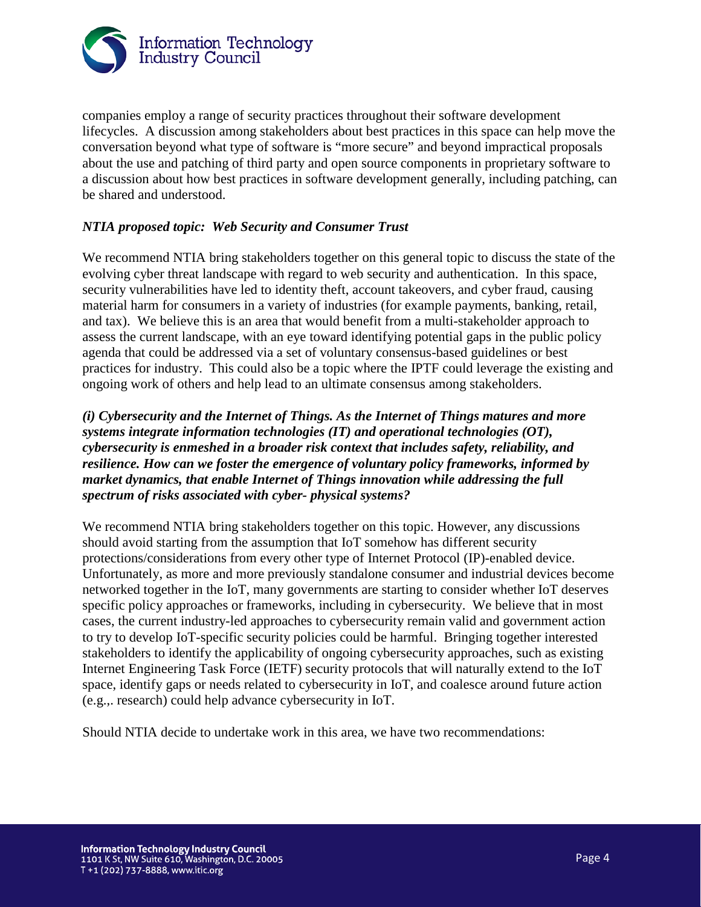companies employ a range of security practices throughout their software development lifecycles. A discussion among stakeholders about best practices in this space can help move the conversation beyond what type of software is "more secure" and beyond impractical proposals about the use and patching of third party and open source components in proprietary software to a discussion about how best practices in software development generally, including patching, can be shared and understood.

***NTIA proposed topic: Web Security and Consumer Trust***

We recommend NTIA bring stakeholders together on this general topic to discuss the state of the evolving cyber threat landscape with regard to web security and authentication. In this space, security vulnerabilities have led to identity theft, account takeovers, and cyber fraud, causing material harm for consumers in a variety of industries (for example payments, banking, retail, and tax). We believe this is an area that would benefit from a multi-stakeholder approach to assess the current landscape, with an eye toward identifying potential gaps in the public policy agenda that could be addressed via a set of voluntary consensus-based guidelines or best practices for industry. This could also be a topic where the IPTF could leverage the existing and ongoing work of others and help lead to an ultimate consensus among stakeholders.

***(i) Cybersecurity and the Internet of Things. As the Internet of Things matures and more systems integrate information technologies (IT) and operational technologies (OT), cybersecurity is enmeshed in a broader risk context that includes safety, reliability, and resilience. How can we foster the emergence of voluntary policy frameworks, informed by market dynamics, that enable Internet of Things innovation while addressing the full spectrum of risks associated with cyber- physical systems?***

We recommend NTIA bring stakeholders together on this topic. However, any discussions should avoid starting from the assumption that IoT somehow has different security protections/considerations from every other type of Internet Protocol (IP)-enabled device. Unfortunately, as more and more previously standalone consumer and industrial devices become networked together in the IoT, many governments are starting to consider whether IoT deserves specific policy approaches or frameworks, including in cybersecurity. We believe that in most cases, the current industry-led approaches to cybersecurity remain valid and government action to try to develop IoT-specific security policies could be harmful. Bringing together interested stakeholders to identify the applicability of ongoing cybersecurity approaches, such as existing Internet Engineering Task Force (IETF) security protocols that will naturally extend to the IoT space, identify gaps or needs related to cybersecurity in IoT, and coalesce around future action (e.g.,. research) could help advance cybersecurity in IoT.

Should NTIA decide to undertake work in this area, we have two recommendations: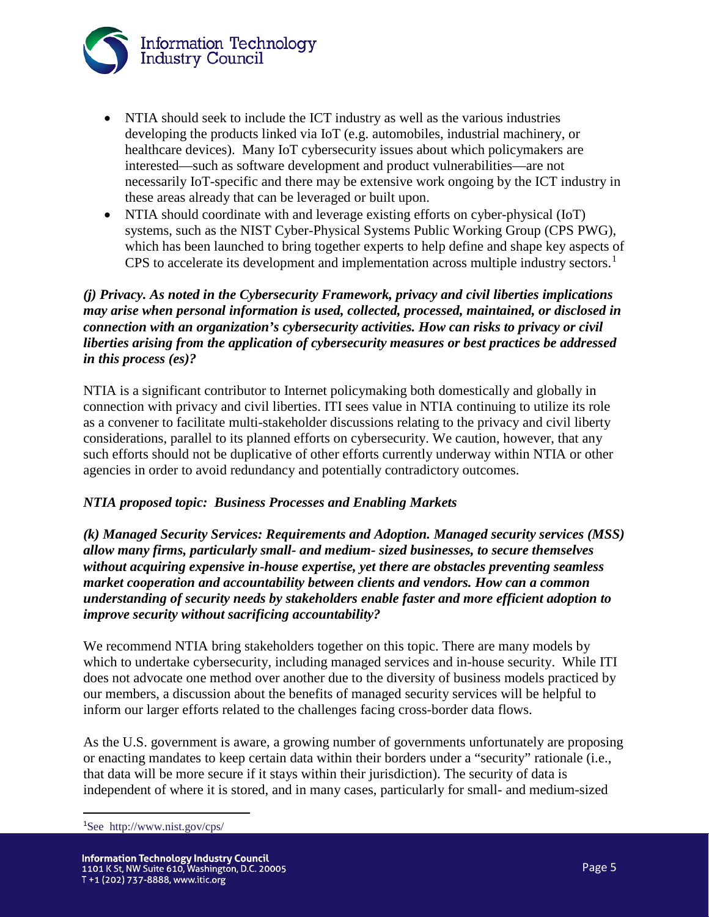- NTIA should seek to include the ICT industry as well as the various industries developing the products linked via IoT (e.g. automobiles, industrial machinery, or healthcare devices). Many IoT cybersecurity issues about which policymakers are interested—such as software development and product vulnerabilities—are not necessarily IoT-specific and there may be extensive work ongoing by the ICT industry in these areas already that can be leveraged or built upon.
- NTIA should coordinate with and leverage existing efforts on cyber-physical (IoT) systems, such as the NIST Cyber-Physical Systems Public Working Group (CPS PWG), which has been launched to bring together experts to help define and shape key aspects of CPS to accelerate its development and implementation across multiple industry sectors.[1]

***(j) Privacy. As noted in the Cybersecurity Framework, privacy and civil liberties implications may arise when personal information is used, collected, processed, maintained, or disclosed in connection with an organization's cybersecurity activities. How can risks to privacy or civil liberties arising from the application of cybersecurity measures or best practices be addressed in this process (es)?***

NTIA is a significant contributor to Internet policymaking both domestically and globally in connection with privacy and civil liberties. ITI sees value in NTIA continuing to utilize its role as a convener to facilitate multi-stakeholder discussions relating to the privacy and civil liberty considerations, parallel to its planned efforts on cybersecurity. We caution, however, that any such efforts should not be duplicative of other efforts currently underway within NTIA or other agencies in order to avoid redundancy and potentially contradictory outcomes.

***NTIA proposed topic: Business Processes and Enabling Markets***

***(k) Managed Security Services: Requirements and Adoption. Managed security services (MSS) allow many firms, particularly small- and medium- sized businesses, to secure themselves without acquiring expensive in-house expertise, yet there are obstacles preventing seamless market cooperation and accountability between clients and vendors. How can a common understanding of security needs by stakeholders enable faster and more efficient adoption to improve security without sacrificing accountability?***

We recommend NTIA bring stakeholders together on this topic. There are many models by which to undertake cybersecurity, including managed services and in-house security. While ITI does not advocate one method over another due to the diversity of business models practiced by our members, a discussion about the benefits of managed security services will be helpful to inform our larger efforts related to the challenges facing cross-border data flows.

As the U.S. government is aware, a growing number of governments unfortunately are proposing or enacting mandates to keep certain data within their borders under a "security" rationale (i.e., that data will be more secure if it stays within their jurisdiction). The security of data is independent of where it is stored, and in many cases, particularly for small- and medium-sized

[1] See http://www.nist.gov/cps/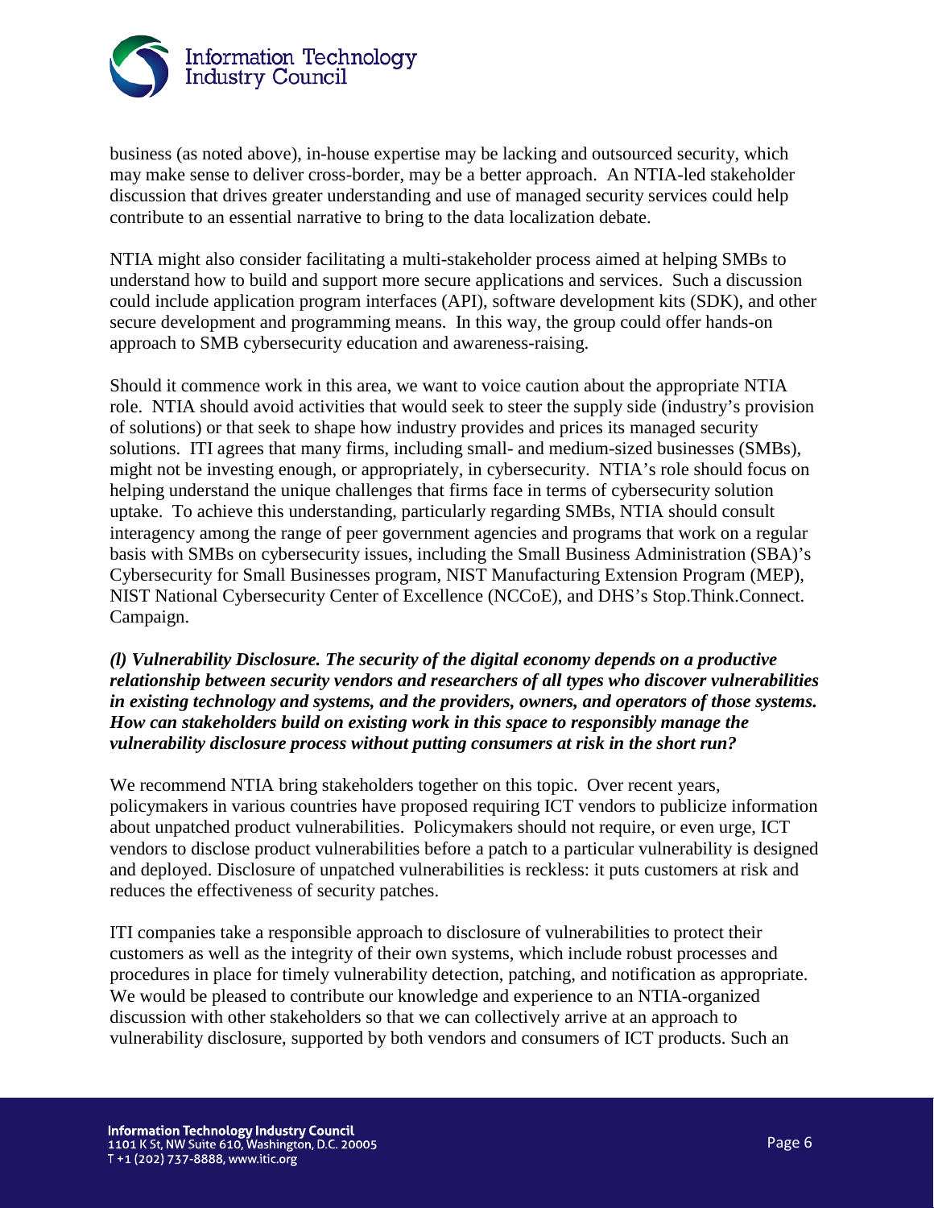business (as noted above), in-house expertise may be lacking and outsourced security, which may make sense to deliver cross-border, may be a better approach. An NTIA-led stakeholder discussion that drives greater understanding and use of managed security services could help contribute to an essential narrative to bring to the data localization debate.

NTIA might also consider facilitating a multi-stakeholder process aimed at helping SMBs to understand how to build and support more secure applications and services. Such a discussion could include application program interfaces (API), software development kits (SDK), and other secure development and programming means. In this way, the group could offer hands-on approach to SMB cybersecurity education and awareness-raising.

Should it commence work in this area, we want to voice caution about the appropriate NTIA role. NTIA should avoid activities that would seek to steer the supply side (industry's provision of solutions) or that seek to shape how industry provides and prices its managed security solutions. ITI agrees that many firms, including small- and medium-sized businesses (SMBs), might not be investing enough, or appropriately, in cybersecurity. NTIA's role should focus on helping understand the unique challenges that firms face in terms of cybersecurity solution uptake. To achieve this understanding, particularly regarding SMBs, NTIA should consult interagency among the range of peer government agencies and programs that work on a regular basis with SMBs on cybersecurity issues, including the Small Business Administration (SBA)'s Cybersecurity for Small Businesses program, NIST Manufacturing Extension Program (MEP), NIST National Cybersecurity Center of Excellence (NCCoE), and DHS's Stop.Think.Connect. Campaign.

***(l) Vulnerability Disclosure. The security of the digital economy depends on a productive relationship between security vendors and researchers of all types who discover vulnerabilities in existing technology and systems, and the providers, owners, and operators of those systems. How can stakeholders build on existing work in this space to responsibly manage the vulnerability disclosure process without putting consumers at risk in the short run?***

We recommend NTIA bring stakeholders together on this topic. Over recent years, policymakers in various countries have proposed requiring ICT vendors to publicize information about unpatched product vulnerabilities. Policymakers should not require, or even urge, ICT vendors to disclose product vulnerabilities before a patch to a particular vulnerability is designed and deployed. Disclosure of unpatched vulnerabilities is reckless: it puts customers at risk and reduces the effectiveness of security patches.

ITI companies take a responsible approach to disclosure of vulnerabilities to protect their customers as well as the integrity of their own systems, which include robust processes and procedures in place for timely vulnerability detection, patching, and notification as appropriate. We would be pleased to contribute our knowledge and experience to an NTIA-organized discussion with other stakeholders so that we can collectively arrive at an approach to vulnerability disclosure, supported by both vendors and consumers of ICT products. Such an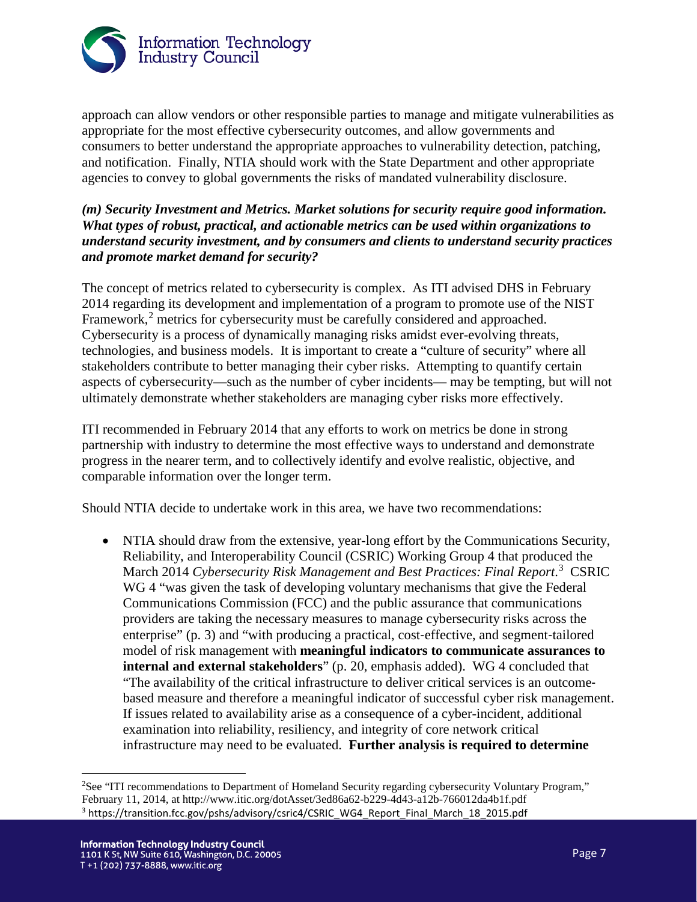approach can allow vendors or other responsible parties to manage and mitigate vulnerabilities as appropriate for the most effective cybersecurity outcomes, and allow governments and consumers to better understand the appropriate approaches to vulnerability detection, patching, and notification. Finally, NTIA should work with the State Department and other appropriate agencies to convey to global governments the risks of mandated vulnerability disclosure.

***(m) Security Investment and Metrics. Market solutions for security require good information. What types of robust, practical, and actionable metrics can be used within organizations to understand security investment, and by consumers and clients to understand security practices and promote market demand for security?***

The concept of metrics related to cybersecurity is complex. As ITI advised DHS in February 2014 regarding its development and implementation of a program to promote use of the NIST Framework,[2] metrics for cybersecurity must be carefully considered and approached. Cybersecurity is a process of dynamically managing risks amidst ever-evolving threats, technologies, and business models. It is important to create a "culture of security" where all stakeholders contribute to better managing their cyber risks. Attempting to quantify certain aspects of cybersecurity—such as the number of cyber incidents— may be tempting, but will not ultimately demonstrate whether stakeholders are managing cyber risks more effectively.

ITI recommended in February 2014 that any efforts to work on metrics be done in strong partnership with industry to determine the most effective ways to understand and demonstrate progress in the nearer term, and to collectively identify and evolve realistic, objective, and comparable information over the longer term.

Should NTIA decide to undertake work in this area, we have two recommendations:

- NTIA should draw from the extensive, year-long effort by the Communications Security, Reliability, and Interoperability Council (CSRIC) Working Group 4 that produced the March 2014 *Cybersecurity Risk Management and Best Practices: Final Report*.[3] CSRIC WG 4 "was given the task of developing voluntary mechanisms that give the Federal Communications Commission (FCC) and the public assurance that communications providers are taking the necessary measures to manage cybersecurity risks across the enterprise" (p. 3) and "with producing a practical, cost-effective, and segment-tailored model of risk management with **meaningful indicators to communicate assurances to internal and external stakeholders**" (p. 20, emphasis added). WG 4 concluded that "The availability of the critical infrastructure to deliver critical services is an outcome-based measure and therefore a meaningful indicator of successful cyber risk management. If issues related to availability arise as a consequence of a cyber-incident, additional examination into reliability, resiliency, and integrity of core network critical infrastructure may need to be evaluated. **Further analysis is required to determine**

---

[2] See "ITI recommendations to Department of Homeland Security regarding cybersecurity Voluntary Program," February 11, 2014, at http://www.itic.org/dotAsset/3ed86a62-b229-4d43-a12b-766012da4b1f.pdf

[3] https://transition.fcc.gov/pshs/advisory/csric4/CSRIC_WG4_Report_Final_March_18_2015.pdf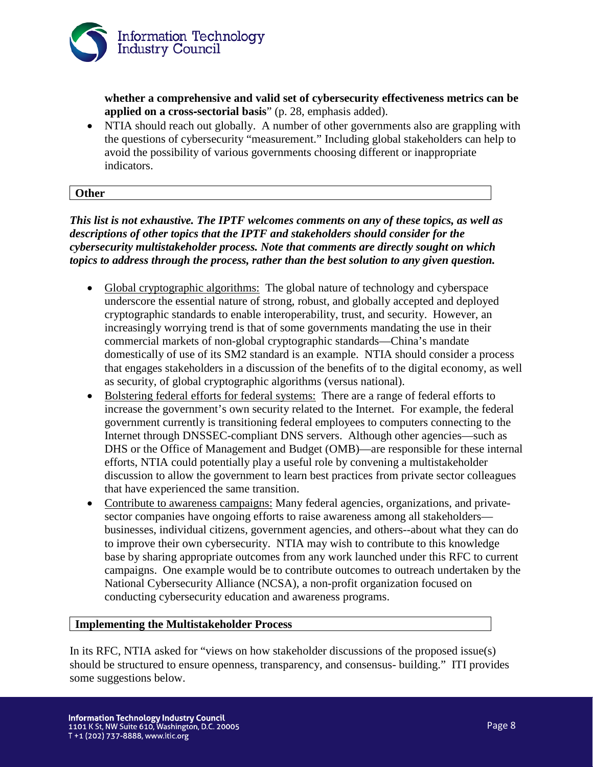**whether a comprehensive and valid set of cybersecurity effectiveness metrics can be applied on a cross-sectorial basis**" (p. 28, emphasis added).

- NTIA should reach out globally. A number of other governments also are grappling with the questions of cybersecurity "measurement." Including global stakeholders can help to avoid the possibility of various governments choosing different or inappropriate indicators.

## Other

***This list is not exhaustive. The IPTF welcomes comments on any of these topics, as well as descriptions of other topics that the IPTF and stakeholders should consider for the cybersecurity multistakeholder process. Note that comments are directly sought on which topics to address through the process, rather than the best solution to any given question.***

- Global cryptographic algorithms: The global nature of technology and cyberspace underscore the essential nature of strong, robust, and globally accepted and deployed cryptographic standards to enable interoperability, trust, and security. However, an increasingly worrying trend is that of some governments mandating the use in their commercial markets of non-global cryptographic standards—China's mandate domestically of use of its SM2 standard is an example. NTIA should consider a process that engages stakeholders in a discussion of the benefits of to the digital economy, as well as security, of global cryptographic algorithms (versus national).
- Bolstering federal efforts for federal systems: There are a range of federal efforts to increase the government's own security related to the Internet. For example, the federal government currently is transitioning federal employees to computers connecting to the Internet through DNSSEC-compliant DNS servers. Although other agencies—such as DHS or the Office of Management and Budget (OMB)—are responsible for these internal efforts, NTIA could potentially play a useful role by convening a multistakeholder discussion to allow the government to learn best practices from private sector colleagues that have experienced the same transition.
- Contribute to awareness campaigns: Many federal agencies, organizations, and private-sector companies have ongoing efforts to raise awareness among all stakeholders—businesses, individual citizens, government agencies, and others--about what they can do to improve their own cybersecurity. NTIA may wish to contribute to this knowledge base by sharing appropriate outcomes from any work launched under this RFC to current campaigns. One example would be to contribute outcomes to outreach undertaken by the National Cybersecurity Alliance (NCSA), a non-profit organization focused on conducting cybersecurity education and awareness programs.

## Implementing the Multistakeholder Process

In its RFC, NTIA asked for "views on how stakeholder discussions of the proposed issue(s) should be structured to ensure openness, transparency, and consensus- building." ITI provides some suggestions below.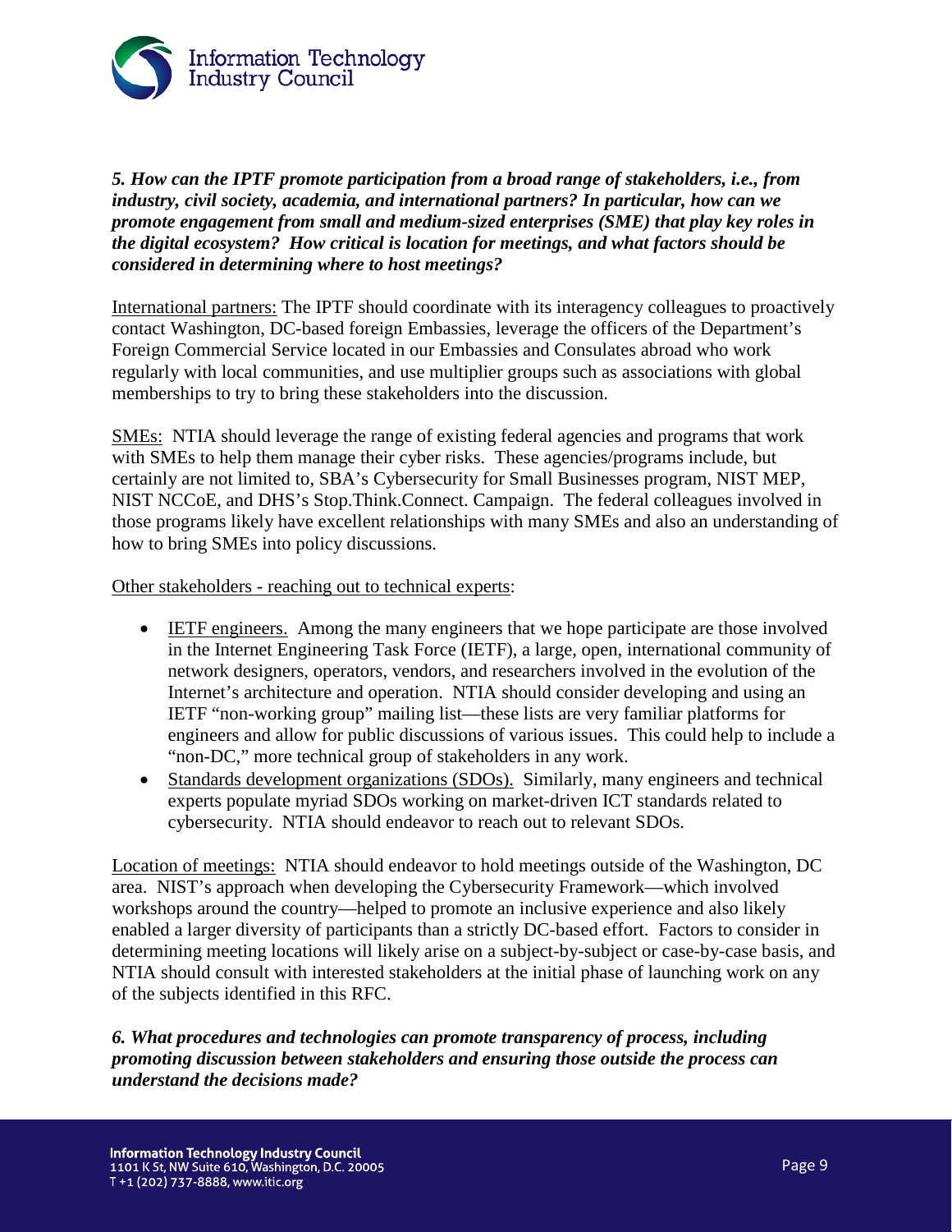***5. How can the IPTF promote participation from a broad range of stakeholders, i.e., from industry, civil society, academia, and international partners? In particular, how can we promote engagement from small and medium-sized enterprises (SME) that play key roles in the digital ecosystem? How critical is location for meetings, and what factors should be considered in determining where to host meetings?***

International partners: The IPTF should coordinate with its interagency colleagues to proactively contact Washington, DC-based foreign Embassies, leverage the officers of the Department's Foreign Commercial Service located in our Embassies and Consulates abroad who work regularly with local communities, and use multiplier groups such as associations with global memberships to try to bring these stakeholders into the discussion.

SMEs: NTIA should leverage the range of existing federal agencies and programs that work with SMEs to help them manage their cyber risks. These agencies/programs include, but certainly are not limited to, SBA's Cybersecurity for Small Businesses program, NIST MEP, NIST NCCoE, and DHS's Stop.Think.Connect. Campaign. The federal colleagues involved in those programs likely have excellent relationships with many SMEs and also an understanding of how to bring SMEs into policy discussions.

Other stakeholders - reaching out to technical experts:

- IETF engineers. Among the many engineers that we hope participate are those involved in the Internet Engineering Task Force (IETF), a large, open, international community of network designers, operators, vendors, and researchers involved in the evolution of the Internet's architecture and operation. NTIA should consider developing and using an IETF "non-working group" mailing list—these lists are very familiar platforms for engineers and allow for public discussions of various issues. This could help to include a "non-DC," more technical group of stakeholders in any work.
- Standards development organizations (SDOs). Similarly, many engineers and technical experts populate myriad SDOs working on market-driven ICT standards related to cybersecurity. NTIA should endeavor to reach out to relevant SDOs.

Location of meetings: NTIA should endeavor to hold meetings outside of the Washington, DC area. NIST's approach when developing the Cybersecurity Framework—which involved workshops around the country—helped to promote an inclusive experience and also likely enabled a larger diversity of participants than a strictly DC-based effort. Factors to consider in determining meeting locations will likely arise on a subject-by-subject or case-by-case basis, and NTIA should consult with interested stakeholders at the initial phase of launching work on any of the subjects identified in this RFC.

***6. What procedures and technologies can promote transparency of process, including promoting discussion between stakeholders and ensuring those outside the process can understand the decisions made?***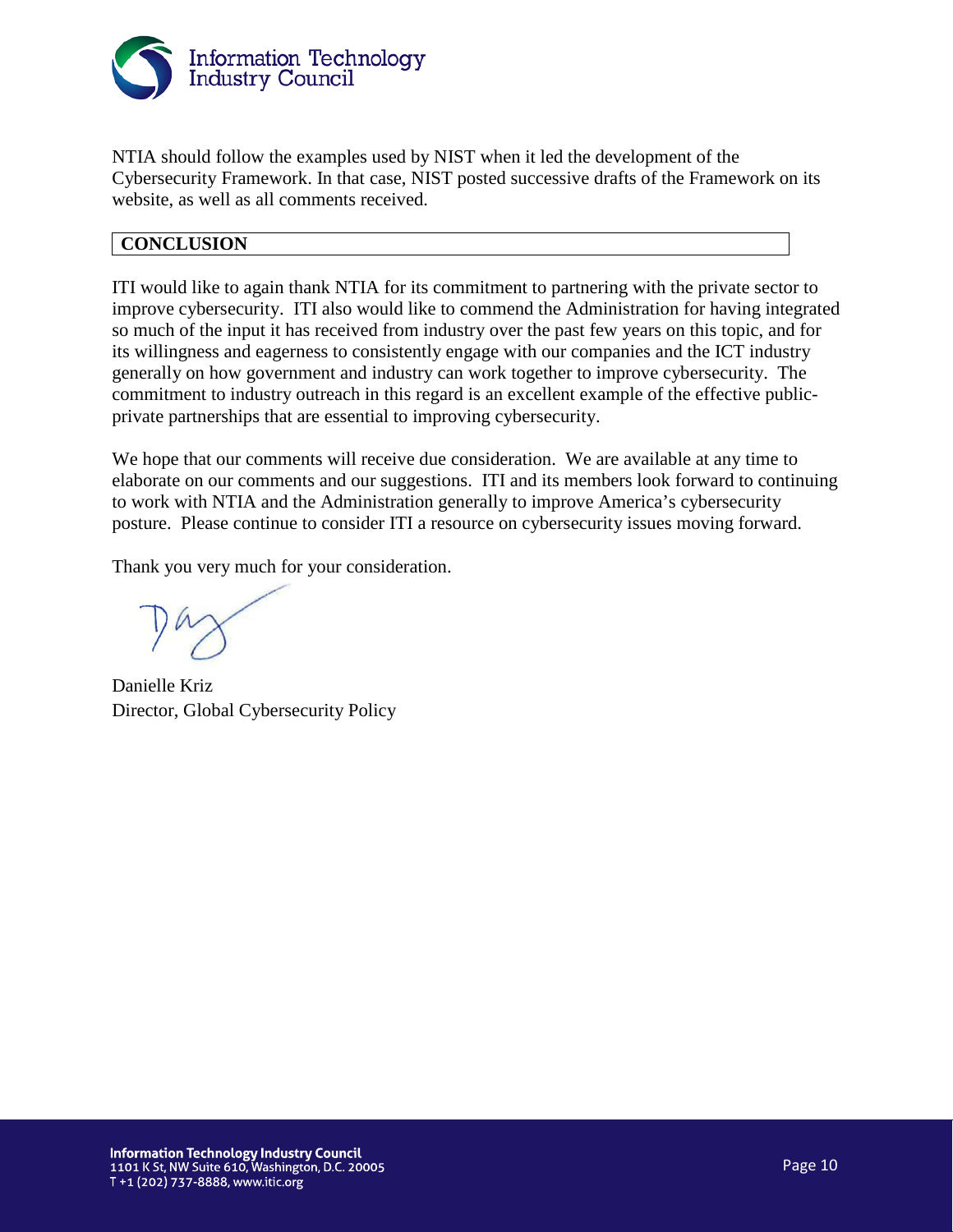NTIA should follow the examples used by NIST when it led the development of the Cybersecurity Framework. In that case, NIST posted successive drafts of the Framework on its website, as well as all comments received.

## CONCLUSION

ITI would like to again thank NTIA for its commitment to partnering with the private sector to improve cybersecurity. ITI also would like to commend the Administration for having integrated so much of the input it has received from industry over the past few years on this topic, and for its willingness and eagerness to consistently engage with our companies and the ICT industry generally on how government and industry can work together to improve cybersecurity. The commitment to industry outreach in this regard is an excellent example of the effective public-private partnerships that are essential to improving cybersecurity.

We hope that our comments will receive due consideration. We are available at any time to elaborate on our comments and our suggestions. ITI and its members look forward to continuing to work with NTIA and the Administration generally to improve America's cybersecurity posture. Please continue to consider ITI a resource on cybersecurity issues moving forward.

Thank you very much for your consideration.

Danielle Kriz
Director, Global Cybersecurity Policy